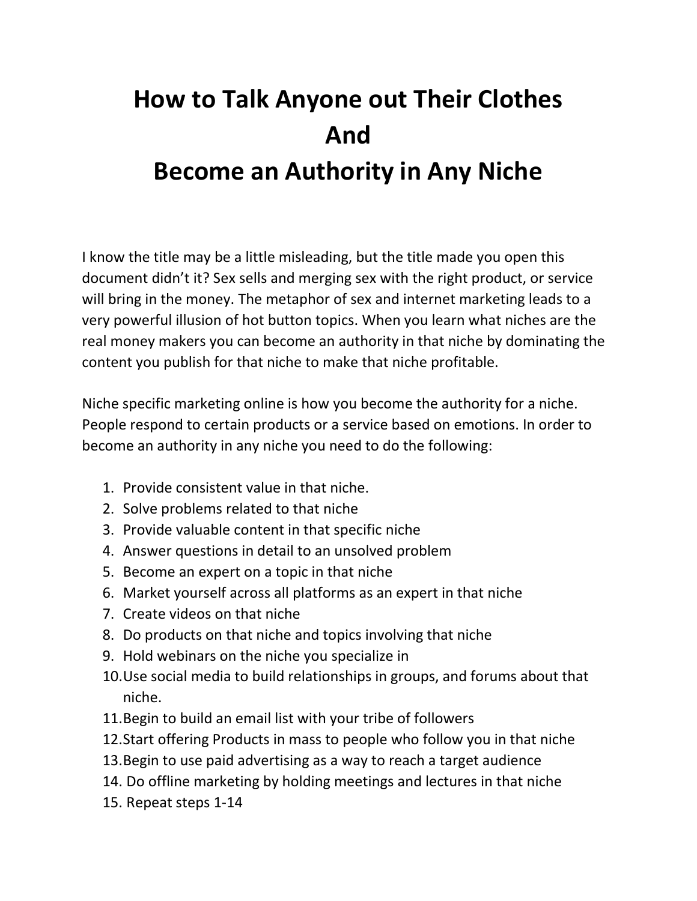# How to Talk Anyone out Their Clothes And Become an Authority in Any Niche

I know the title may be a little misleading, but the title made you open this document didn't it? Sex sells and merging sex with the right product, or service will bring in the money. The metaphor of sex and internet marketing leads to a very powerful illusion of hot button topics. When you learn what niches are the real money makers you can become an authority in that niche by dominating the content you publish for that niche to make that niche profitable.

Niche specific marketing online is how you become the authority for a niche. People respond to certain products or a service based on emotions. In order to become an authority in any niche you need to do the following:

1. Provide consistent value in that niche.
2. Solve problems related to that niche
3. Provide valuable content in that specific niche
4. Answer questions in detail to an unsolved problem
5. Become an expert on a topic in that niche
6. Market yourself across all platforms as an expert in that niche
7. Create videos on that niche
8. Do products on that niche and topics involving that niche
9. Hold webinars on the niche you specialize in
10. Use social media to build relationships in groups, and forums about that niche.
11. Begin to build an email list with your tribe of followers
12. Start offering Products in mass to people who follow you in that niche
13. Begin to use paid advertising as a way to reach a target audience
14. Do offline marketing by holding meetings and lectures in that niche
15. Repeat steps 1-14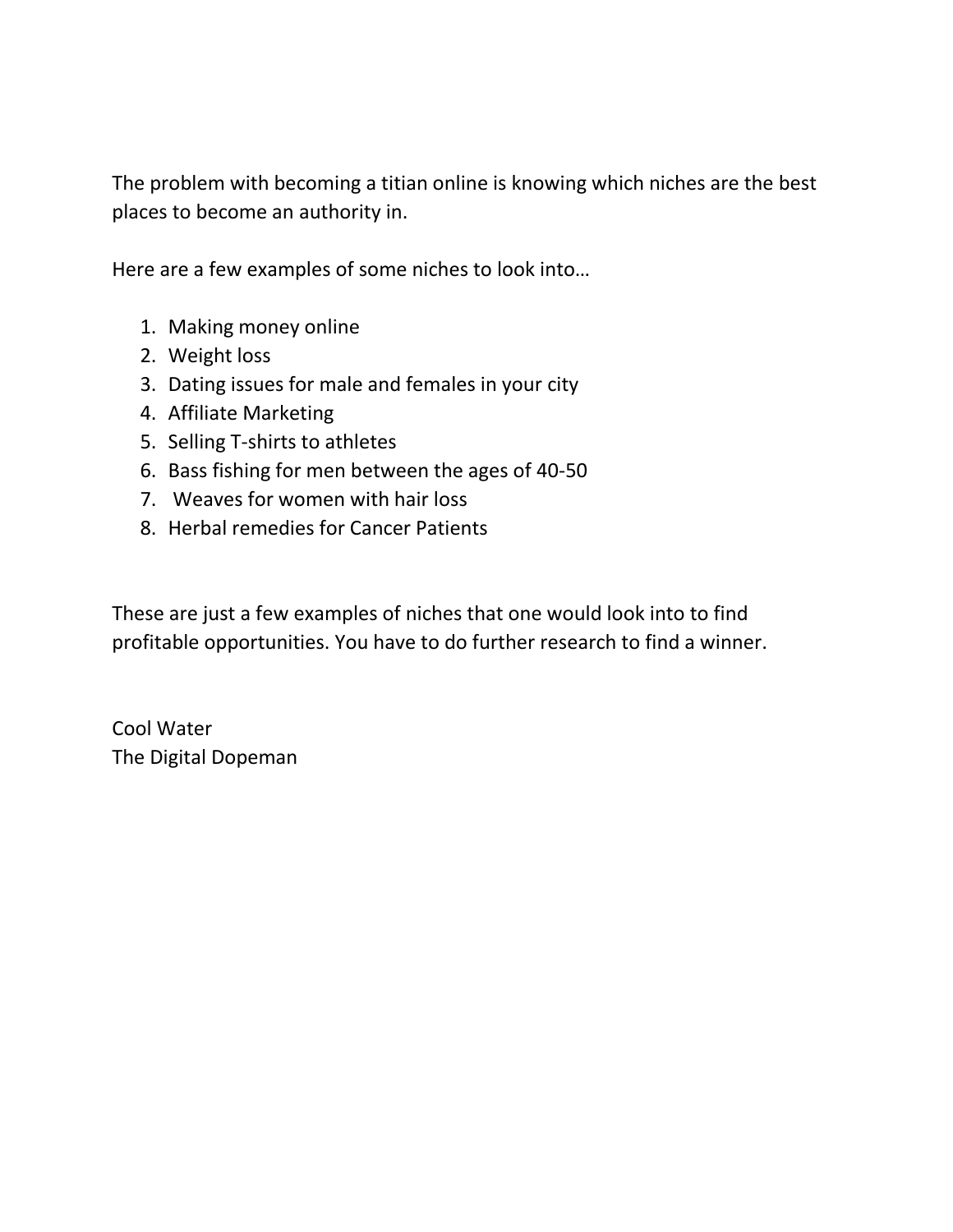The problem with becoming a titian online is knowing which niches are the best places to become an authority in.

Here are a few examples of some niches to look into…

1. Making money online
2. Weight loss
3. Dating issues for male and females in your city
4. Affiliate Marketing
5. Selling T-shirts to athletes
6. Bass fishing for men between the ages of 40-50
7. Weaves for women with hair loss
8. Herbal remedies for Cancer Patients

These are just a few examples of niches that one would look into to find profitable opportunities. You have to do further research to find a winner.

Cool Water  
The Digital Dopeman